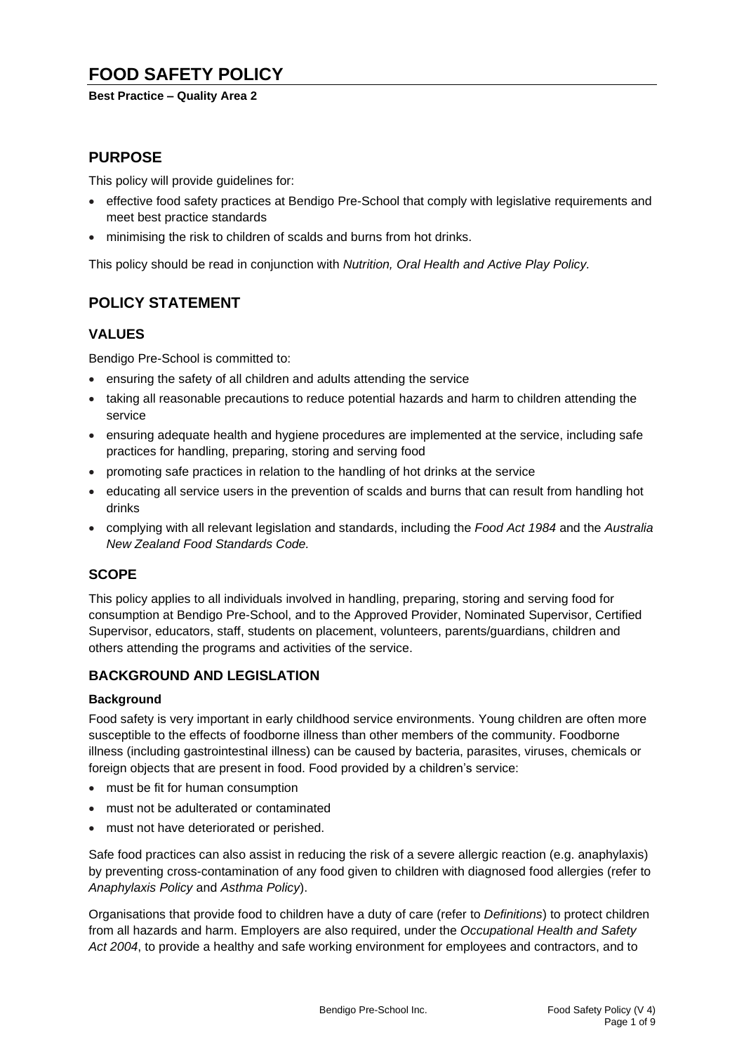# FOOD SAFETY POLICY

**Best Practice – Quality Area 2**

## PURPOSE

This policy will provide guidelines for:

- effective food safety practices at Bendigo Pre-School that comply with legislative requirements and meet best practice standards
- minimising the risk to children of scalds and burns from hot drinks.

This policy should be read in conjunction with *Nutrition, Oral Health and Active Play Policy.*

## POLICY STATEMENT

### VALUES

Bendigo Pre-School is committed to:

- ensuring the safety of all children and adults attending the service
- taking all reasonable precautions to reduce potential hazards and harm to children attending the service
- ensuring adequate health and hygiene procedures are implemented at the service, including safe practices for handling, preparing, storing and serving food
- promoting safe practices in relation to the handling of hot drinks at the service
- educating all service users in the prevention of scalds and burns that can result from handling hot drinks
- complying with all relevant legislation and standards, including the *Food Act 1984* and the *Australia New Zealand Food Standards Code.*

### SCOPE

This policy applies to all individuals involved in handling, preparing, storing and serving food for consumption at Bendigo Pre-School, and to the Approved Provider, Nominated Supervisor, Certified Supervisor, educators, staff, students on placement, volunteers, parents/guardians, children and others attending the programs and activities of the service.

### BACKGROUND AND LEGISLATION

#### Background

Food safety is very important in early childhood service environments. Young children are often more susceptible to the effects of foodborne illness than other members of the community. Foodborne illness (including gastrointestinal illness) can be caused by bacteria, parasites, viruses, chemicals or foreign objects that are present in food. Food provided by a children's service:

- must be fit for human consumption
- must not be adulterated or contaminated
- must not have deteriorated or perished.

Safe food practices can also assist in reducing the risk of a severe allergic reaction (e.g. anaphylaxis) by preventing cross-contamination of any food given to children with diagnosed food allergies (refer to *Anaphylaxis Policy* and *Asthma Policy*).

Organisations that provide food to children have a duty of care (refer to *Definitions*) to protect children from all hazards and harm. Employers are also required, under the *Occupational Health and Safety Act 2004*, to provide a healthy and safe working environment for employees and contractors, and to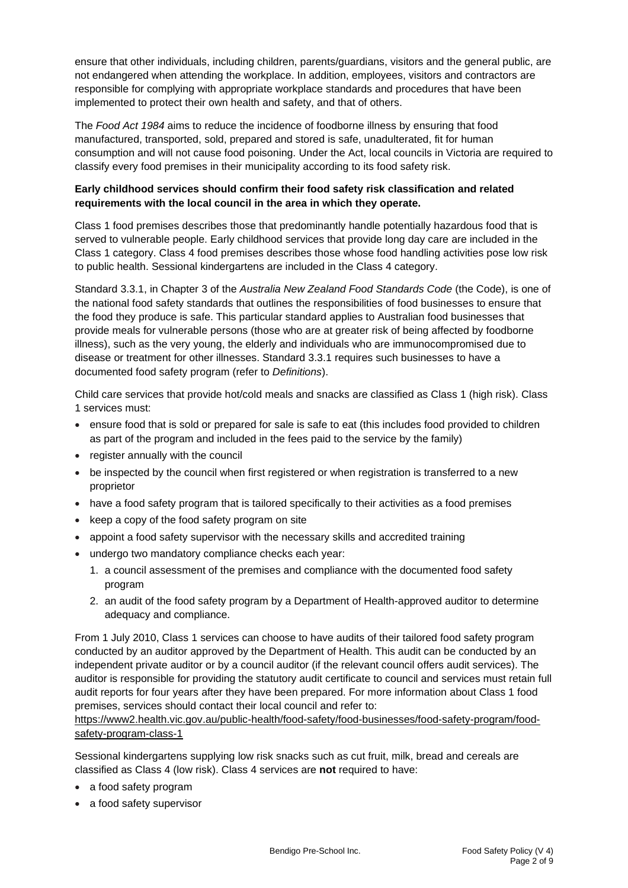ensure that other individuals, including children, parents/guardians, visitors and the general public, are not endangered when attending the workplace. In addition, employees, visitors and contractors are responsible for complying with appropriate workplace standards and procedures that have been implemented to protect their own health and safety, and that of others.

The *Food Act 1984* aims to reduce the incidence of foodborne illness by ensuring that food manufactured, transported, sold, prepared and stored is safe, unadulterated, fit for human consumption and will not cause food poisoning. Under the Act, local councils in Victoria are required to classify every food premises in their municipality according to its food safety risk.

**Early childhood services should confirm their food safety risk classification and related requirements with the local council in the area in which they operate.**

Class 1 food premises describes those that predominantly handle potentially hazardous food that is served to vulnerable people. Early childhood services that provide long day care are included in the Class 1 category. Class 4 food premises describes those whose food handling activities pose low risk to public health. Sessional kindergartens are included in the Class 4 category.

Standard 3.3.1, in Chapter 3 of the *Australia New Zealand Food Standards Code* (the Code), is one of the national food safety standards that outlines the responsibilities of food businesses to ensure that the food they produce is safe. This particular standard applies to Australian food businesses that provide meals for vulnerable persons (those who are at greater risk of being affected by foodborne illness), such as the very young, the elderly and individuals who are immunocompromised due to disease or treatment for other illnesses. Standard 3.3.1 requires such businesses to have a documented food safety program (refer to *Definitions*).

Child care services that provide hot/cold meals and snacks are classified as Class 1 (high risk). Class 1 services must:

- ensure food that is sold or prepared for sale is safe to eat (this includes food provided to children as part of the program and included in the fees paid to the service by the family)
- register annually with the council
- be inspected by the council when first registered or when registration is transferred to a new proprietor
- have a food safety program that is tailored specifically to their activities as a food premises
- keep a copy of the food safety program on site
- appoint a food safety supervisor with the necessary skills and accredited training
- undergo two mandatory compliance checks each year:
  1. a council assessment of the premises and compliance with the documented food safety program
  2. an audit of the food safety program by a Department of Health-approved auditor to determine adequacy and compliance.

From 1 July 2010, Class 1 services can choose to have audits of their tailored food safety program conducted by an auditor approved by the Department of Health. This audit can be conducted by an independent private auditor or by a council auditor (if the relevant council offers audit services). The auditor is responsible for providing the statutory audit certificate to council and services must retain full audit reports for four years after they have been prepared. For more information about Class 1 food premises, services should contact their local council and refer to: https://www2.health.vic.gov.au/public-health/food-safety/food-businesses/food-safety-program/food-safety-program-class-1

Sessional kindergartens supplying low risk snacks such as cut fruit, milk, bread and cereals are classified as Class 4 (low risk). Class 4 services are **not** required to have:

- a food safety program
- a food safety supervisor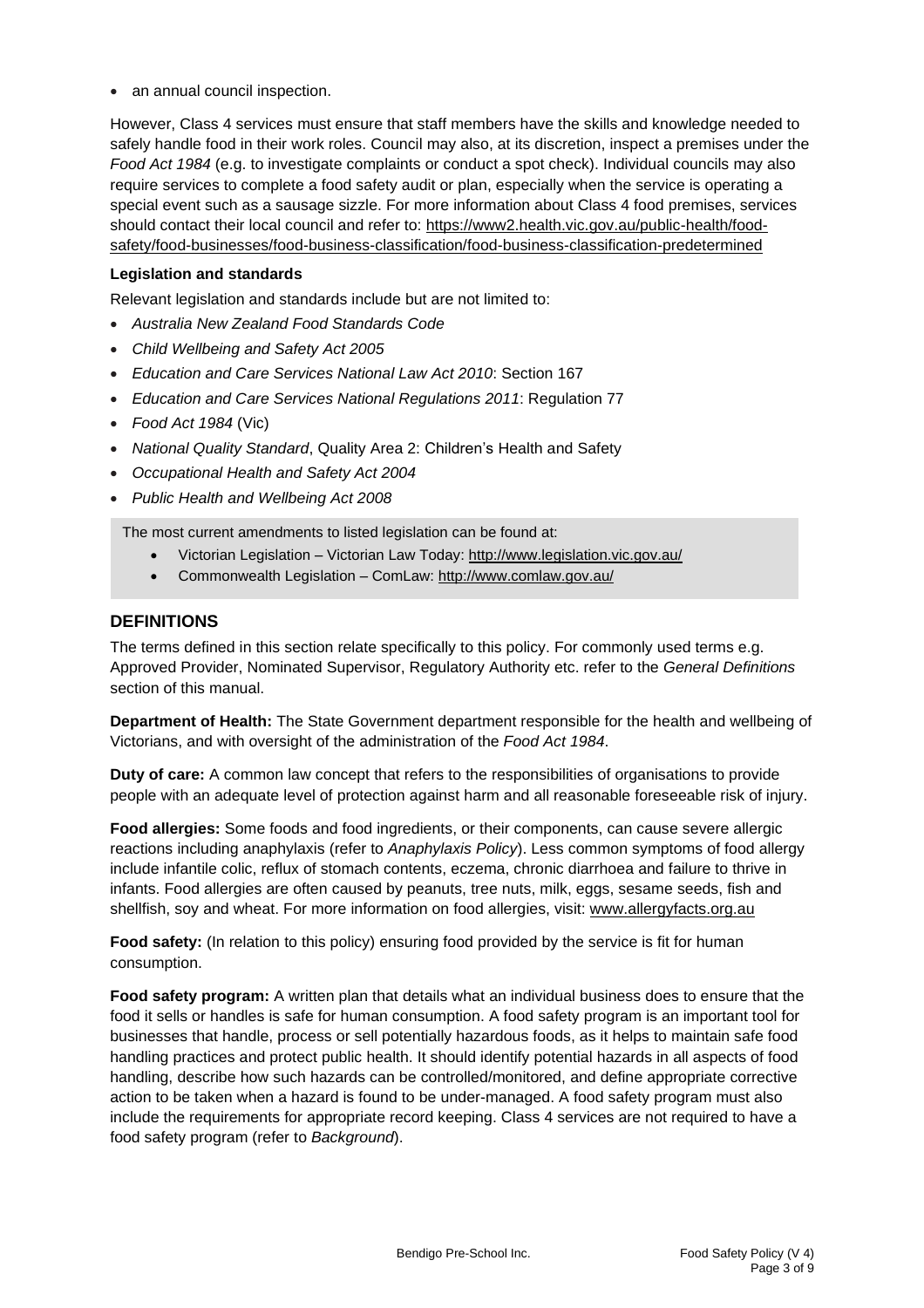- an annual council inspection.

However, Class 4 services must ensure that staff members have the skills and knowledge needed to safely handle food in their work roles. Council may also, at its discretion, inspect a premises under the *Food Act 1984* (e.g. to investigate complaints or conduct a spot check). Individual councils may also require services to complete a food safety audit or plan, especially when the service is operating a special event such as a sausage sizzle. For more information about Class 4 food premises, services should contact their local council and refer to: https://www2.health.vic.gov.au/public-health/food-safety/food-businesses/food-business-classification/food-business-classification-predetermined

**Legislation and standards**

Relevant legislation and standards include but are not limited to:

- *Australia New Zealand Food Standards Code*
- *Child Wellbeing and Safety Act 2005*
- *Education and Care Services National Law Act 2010*: Section 167
- *Education and Care Services National Regulations 2011*: Regulation 77
- *Food Act 1984* (Vic)
- *National Quality Standard*, Quality Area 2: Children's Health and Safety
- *Occupational Health and Safety Act 2004*
- *Public Health and Wellbeing Act 2008*

The most current amendments to listed legislation can be found at:

- Victorian Legislation – Victorian Law Today: http://www.legislation.vic.gov.au/
- Commonwealth Legislation – ComLaw: http://www.comlaw.gov.au/

## DEFINITIONS

The terms defined in this section relate specifically to this policy. For commonly used terms e.g. Approved Provider, Nominated Supervisor, Regulatory Authority etc. refer to the *General Definitions* section of this manual.

**Department of Health:** The State Government department responsible for the health and wellbeing of Victorians, and with oversight of the administration of the *Food Act 1984*.

**Duty of care:** A common law concept that refers to the responsibilities of organisations to provide people with an adequate level of protection against harm and all reasonable foreseeable risk of injury.

**Food allergies:** Some foods and food ingredients, or their components, can cause severe allergic reactions including anaphylaxis (refer to *Anaphylaxis Policy*). Less common symptoms of food allergy include infantile colic, reflux of stomach contents, eczema, chronic diarrhoea and failure to thrive in infants. Food allergies are often caused by peanuts, tree nuts, milk, eggs, sesame seeds, fish and shellfish, soy and wheat. For more information on food allergies, visit: www.allergyfacts.org.au

**Food safety:** (In relation to this policy) ensuring food provided by the service is fit for human consumption.

**Food safety program:** A written plan that details what an individual business does to ensure that the food it sells or handles is safe for human consumption. A food safety program is an important tool for businesses that handle, process or sell potentially hazardous foods, as it helps to maintain safe food handling practices and protect public health. It should identify potential hazards in all aspects of food handling, describe how such hazards can be controlled/monitored, and define appropriate corrective action to be taken when a hazard is found to be under-managed. A food safety program must also include the requirements for appropriate record keeping. Class 4 services are not required to have a food safety program (refer to *Background*).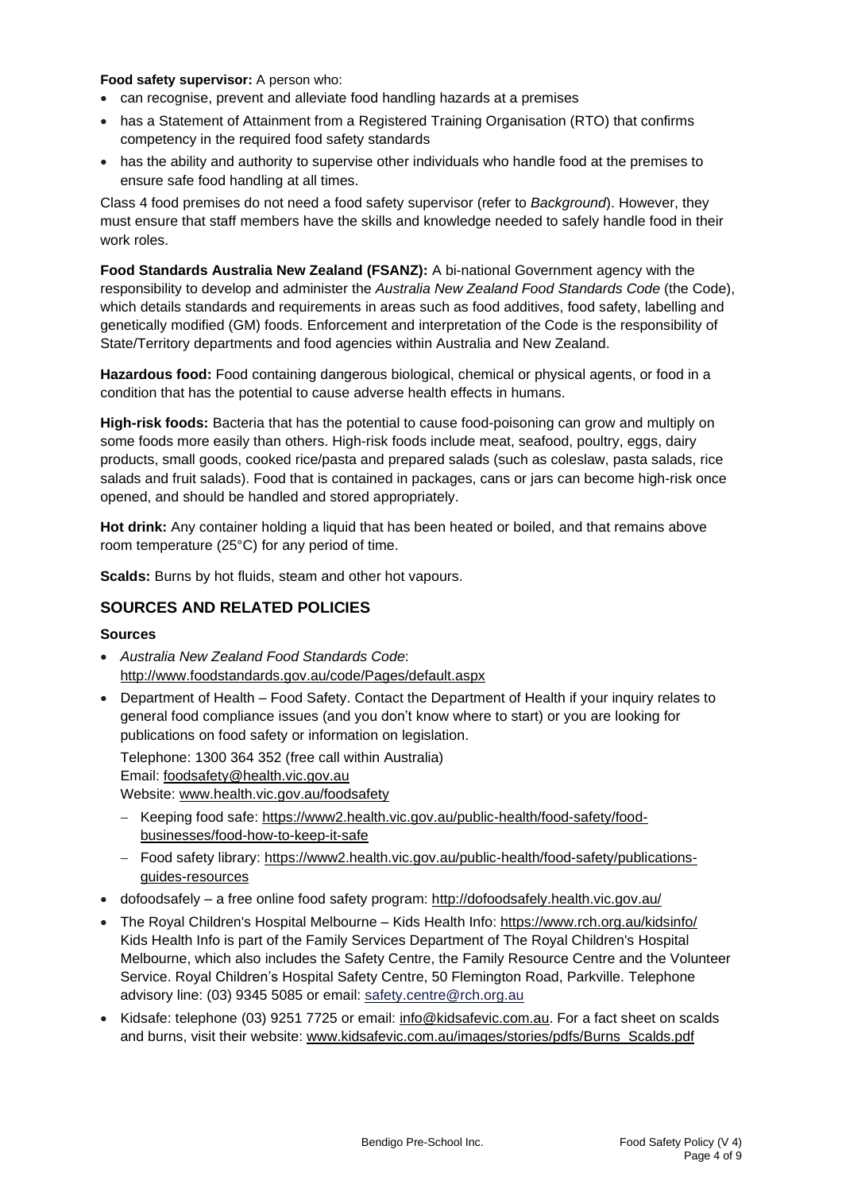**Food safety supervisor:** A person who:

- can recognise, prevent and alleviate food handling hazards at a premises
- has a Statement of Attainment from a Registered Training Organisation (RTO) that confirms competency in the required food safety standards
- has the ability and authority to supervise other individuals who handle food at the premises to ensure safe food handling at all times.

Class 4 food premises do not need a food safety supervisor (refer to *Background*). However, they must ensure that staff members have the skills and knowledge needed to safely handle food in their work roles.

**Food Standards Australia New Zealand (FSANZ):** A bi-national Government agency with the responsibility to develop and administer the *Australia New Zealand Food Standards Code* (the Code), which details standards and requirements in areas such as food additives, food safety, labelling and genetically modified (GM) foods. Enforcement and interpretation of the Code is the responsibility of State/Territory departments and food agencies within Australia and New Zealand.

**Hazardous food:** Food containing dangerous biological, chemical or physical agents, or food in a condition that has the potential to cause adverse health effects in humans.

**High-risk foods:** Bacteria that has the potential to cause food-poisoning can grow and multiply on some foods more easily than others. High-risk foods include meat, seafood, poultry, eggs, dairy products, small goods, cooked rice/pasta and prepared salads (such as coleslaw, pasta salads, rice salads and fruit salads). Food that is contained in packages, cans or jars can become high-risk once opened, and should be handled and stored appropriately.

**Hot drink:** Any container holding a liquid that has been heated or boiled, and that remains above room temperature (25°C) for any period of time.

**Scalds:** Burns by hot fluids, steam and other hot vapours.

## SOURCES AND RELATED POLICIES

### Sources

- *Australia New Zealand Food Standards Code*: http://www.foodstandards.gov.au/code/Pages/default.aspx
- Department of Health – Food Safety. Contact the Department of Health if your inquiry relates to general food compliance issues (and you don't know where to start) or you are looking for publications on food safety or information on legislation.

  Telephone: 1300 364 352 (free call within Australia)
  Email: foodsafety@health.vic.gov.au
  Website: www.health.vic.gov.au/foodsafety

  - Keeping food safe: https://www2.health.vic.gov.au/public-health/food-safety/food-businesses/food-how-to-keep-it-safe
  - Food safety library: https://www2.health.vic.gov.au/public-health/food-safety/publications-guides-resources
- dofoodsafely – a free online food safety program: http://dofoodsafely.health.vic.gov.au/
- The Royal Children's Hospital Melbourne – Kids Health Info: https://www.rch.org.au/kidsinfo/ Kids Health Info is part of the Family Services Department of The Royal Children's Hospital Melbourne, which also includes the Safety Centre, the Family Resource Centre and the Volunteer Service. Royal Children's Hospital Safety Centre, 50 Flemington Road, Parkville. Telephone advisory line: (03) 9345 5085 or email: safety.centre@rch.org.au
- Kidsafe: telephone (03) 9251 7725 or email: info@kidsafevic.com.au. For a fact sheet on scalds and burns, visit their website: www.kidsafevic.com.au/images/stories/pdfs/Burns_Scalds.pdf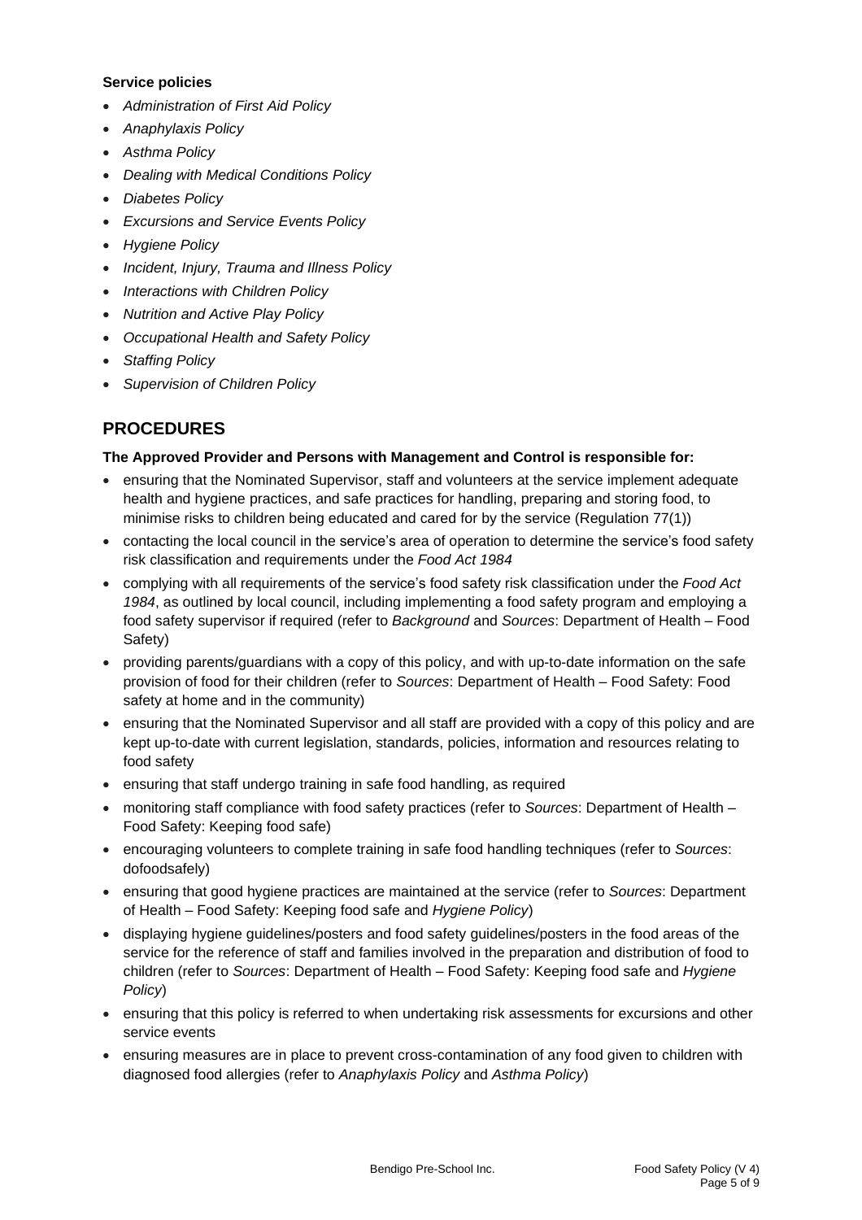**Service policies**

- *Administration of First Aid Policy*
- *Anaphylaxis Policy*
- *Asthma Policy*
- *Dealing with Medical Conditions Policy*
- *Diabetes Policy*
- *Excursions and Service Events Policy*
- *Hygiene Policy*
- *Incident, Injury, Trauma and Illness Policy*
- *Interactions with Children Policy*
- *Nutrition and Active Play Policy*
- *Occupational Health and Safety Policy*
- *Staffing Policy*
- *Supervision of Children Policy*

## PROCEDURES

**The Approved Provider and Persons with Management and Control is responsible for:**

- ensuring that the Nominated Supervisor, staff and volunteers at the service implement adequate health and hygiene practices, and safe practices for handling, preparing and storing food, to minimise risks to children being educated and cared for by the service (Regulation 77(1))
- contacting the local council in the service's area of operation to determine the service's food safety risk classification and requirements under the *Food Act 1984*
- complying with all requirements of the service's food safety risk classification under the *Food Act 1984*, as outlined by local council, including implementing a food safety program and employing a food safety supervisor if required (refer to *Background* and *Sources*: Department of Health – Food Safety)
- providing parents/guardians with a copy of this policy, and with up-to-date information on the safe provision of food for their children (refer to *Sources*: Department of Health – Food Safety: Food safety at home and in the community)
- ensuring that the Nominated Supervisor and all staff are provided with a copy of this policy and are kept up-to-date with current legislation, standards, policies, information and resources relating to food safety
- ensuring that staff undergo training in safe food handling, as required
- monitoring staff compliance with food safety practices (refer to *Sources*: Department of Health – Food Safety: Keeping food safe)
- encouraging volunteers to complete training in safe food handling techniques (refer to *Sources*: dofoodsafely)
- ensuring that good hygiene practices are maintained at the service (refer to *Sources*: Department of Health – Food Safety: Keeping food safe and *Hygiene Policy*)
- displaying hygiene guidelines/posters and food safety guidelines/posters in the food areas of the service for the reference of staff and families involved in the preparation and distribution of food to children (refer to *Sources*: Department of Health – Food Safety: Keeping food safe and *Hygiene Policy*)
- ensuring that this policy is referred to when undertaking risk assessments for excursions and other service events
- ensuring measures are in place to prevent cross-contamination of any food given to children with diagnosed food allergies (refer to *Anaphylaxis Policy* and *Asthma Policy*)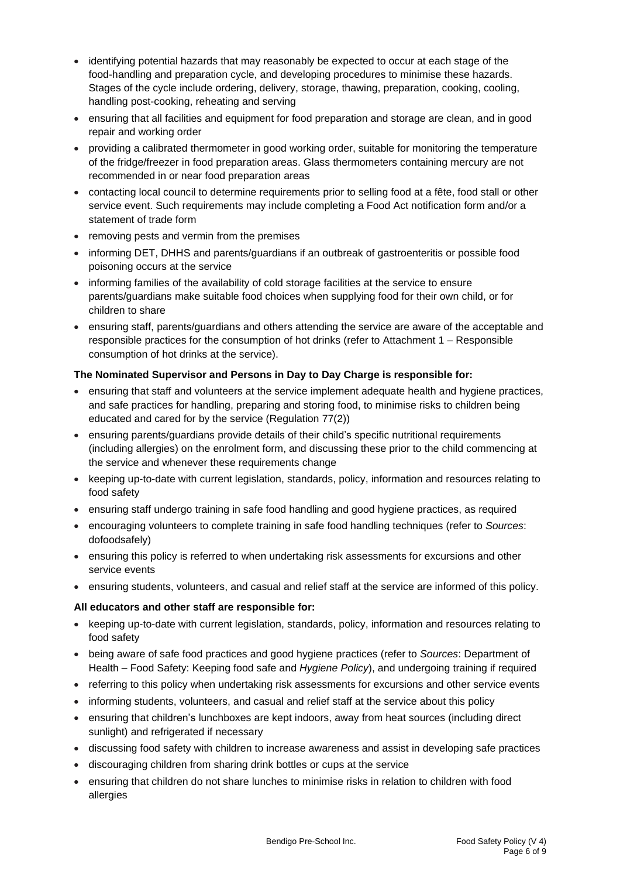- identifying potential hazards that may reasonably be expected to occur at each stage of the food-handling and preparation cycle, and developing procedures to minimise these hazards. Stages of the cycle include ordering, delivery, storage, thawing, preparation, cooking, cooling, handling post-cooking, reheating and serving
- ensuring that all facilities and equipment for food preparation and storage are clean, and in good repair and working order
- providing a calibrated thermometer in good working order, suitable for monitoring the temperature of the fridge/freezer in food preparation areas. Glass thermometers containing mercury are not recommended in or near food preparation areas
- contacting local council to determine requirements prior to selling food at a fête, food stall or other service event. Such requirements may include completing a Food Act notification form and/or a statement of trade form
- removing pests and vermin from the premises
- informing DET, DHHS and parents/guardians if an outbreak of gastroenteritis or possible food poisoning occurs at the service
- informing families of the availability of cold storage facilities at the service to ensure parents/guardians make suitable food choices when supplying food for their own child, or for children to share
- ensuring staff, parents/guardians and others attending the service are aware of the acceptable and responsible practices for the consumption of hot drinks (refer to Attachment 1 – Responsible consumption of hot drinks at the service).

**The Nominated Supervisor and Persons in Day to Day Charge is responsible for:**

- ensuring that staff and volunteers at the service implement adequate health and hygiene practices, and safe practices for handling, preparing and storing food, to minimise risks to children being educated and cared for by the service (Regulation 77(2))
- ensuring parents/guardians provide details of their child's specific nutritional requirements (including allergies) on the enrolment form, and discussing these prior to the child commencing at the service and whenever these requirements change
- keeping up-to-date with current legislation, standards, policy, information and resources relating to food safety
- ensuring staff undergo training in safe food handling and good hygiene practices, as required
- encouraging volunteers to complete training in safe food handling techniques (refer to *Sources*: dofoodsafely)
- ensuring this policy is referred to when undertaking risk assessments for excursions and other service events
- ensuring students, volunteers, and casual and relief staff at the service are informed of this policy.

**All educators and other staff are responsible for:**

- keeping up-to-date with current legislation, standards, policy, information and resources relating to food safety
- being aware of safe food practices and good hygiene practices (refer to *Sources*: Department of Health – Food Safety: Keeping food safe and *Hygiene Policy*), and undergoing training if required
- referring to this policy when undertaking risk assessments for excursions and other service events
- informing students, volunteers, and casual and relief staff at the service about this policy
- ensuring that children's lunchboxes are kept indoors, away from heat sources (including direct sunlight) and refrigerated if necessary
- discussing food safety with children to increase awareness and assist in developing safe practices
- discouraging children from sharing drink bottles or cups at the service
- ensuring that children do not share lunches to minimise risks in relation to children with food allergies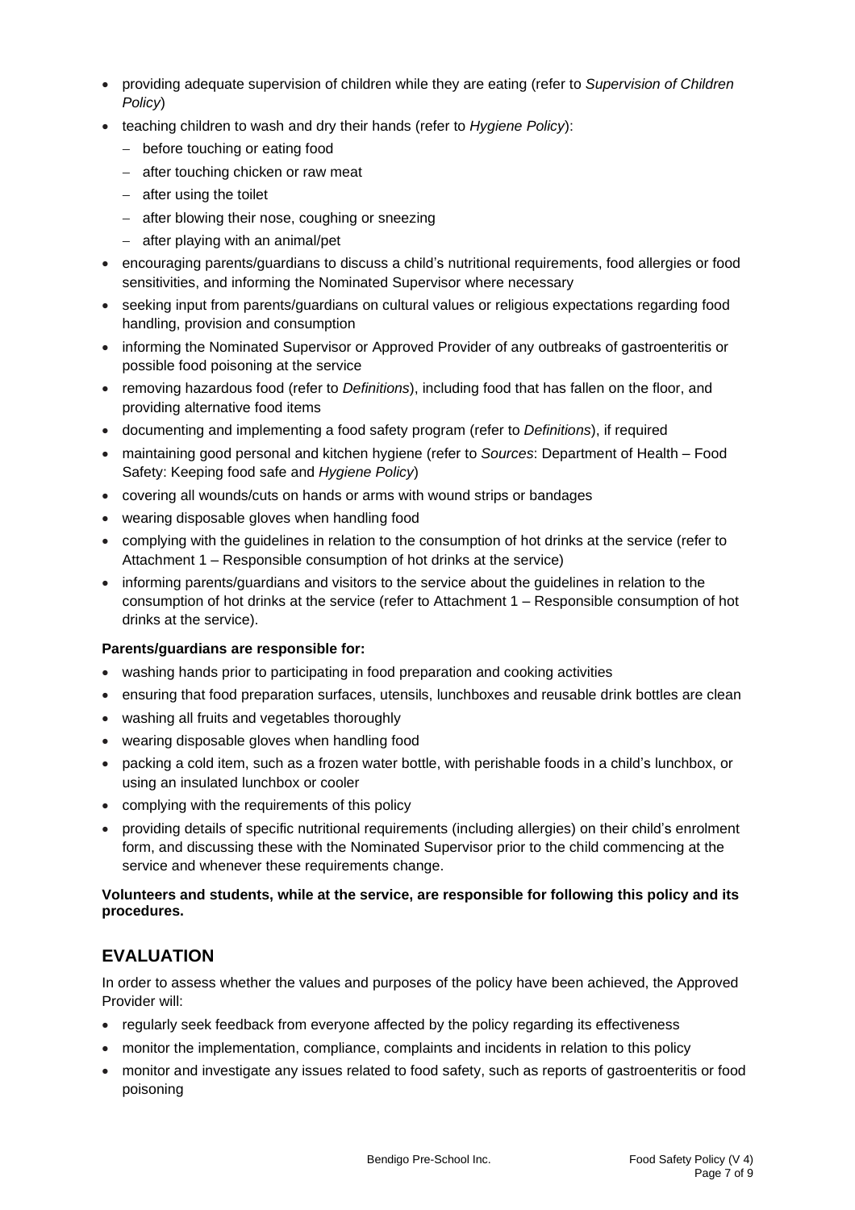- providing adequate supervision of children while they are eating (refer to *Supervision of Children Policy*)
- teaching children to wash and dry their hands (refer to *Hygiene Policy*):
  - before touching or eating food
  - after touching chicken or raw meat
  - after using the toilet
  - after blowing their nose, coughing or sneezing
  - after playing with an animal/pet
- encouraging parents/guardians to discuss a child's nutritional requirements, food allergies or food sensitivities, and informing the Nominated Supervisor where necessary
- seeking input from parents/guardians on cultural values or religious expectations regarding food handling, provision and consumption
- informing the Nominated Supervisor or Approved Provider of any outbreaks of gastroenteritis or possible food poisoning at the service
- removing hazardous food (refer to *Definitions*), including food that has fallen on the floor, and providing alternative food items
- documenting and implementing a food safety program (refer to *Definitions*), if required
- maintaining good personal and kitchen hygiene (refer to *Sources*: Department of Health – Food Safety: Keeping food safe and *Hygiene Policy*)
- covering all wounds/cuts on hands or arms with wound strips or bandages
- wearing disposable gloves when handling food
- complying with the guidelines in relation to the consumption of hot drinks at the service (refer to Attachment 1 – Responsible consumption of hot drinks at the service)
- informing parents/guardians and visitors to the service about the guidelines in relation to the consumption of hot drinks at the service (refer to Attachment 1 – Responsible consumption of hot drinks at the service).

**Parents/guardians are responsible for:**

- washing hands prior to participating in food preparation and cooking activities
- ensuring that food preparation surfaces, utensils, lunchboxes and reusable drink bottles are clean
- washing all fruits and vegetables thoroughly
- wearing disposable gloves when handling food
- packing a cold item, such as a frozen water bottle, with perishable foods in a child's lunchbox, or using an insulated lunchbox or cooler
- complying with the requirements of this policy
- providing details of specific nutritional requirements (including allergies) on their child's enrolment form, and discussing these with the Nominated Supervisor prior to the child commencing at the service and whenever these requirements change.

**Volunteers and students, while at the service, are responsible for following this policy and its procedures.**

## EVALUATION

In order to assess whether the values and purposes of the policy have been achieved, the Approved Provider will:

- regularly seek feedback from everyone affected by the policy regarding its effectiveness
- monitor the implementation, compliance, complaints and incidents in relation to this policy
- monitor and investigate any issues related to food safety, such as reports of gastroenteritis or food poisoning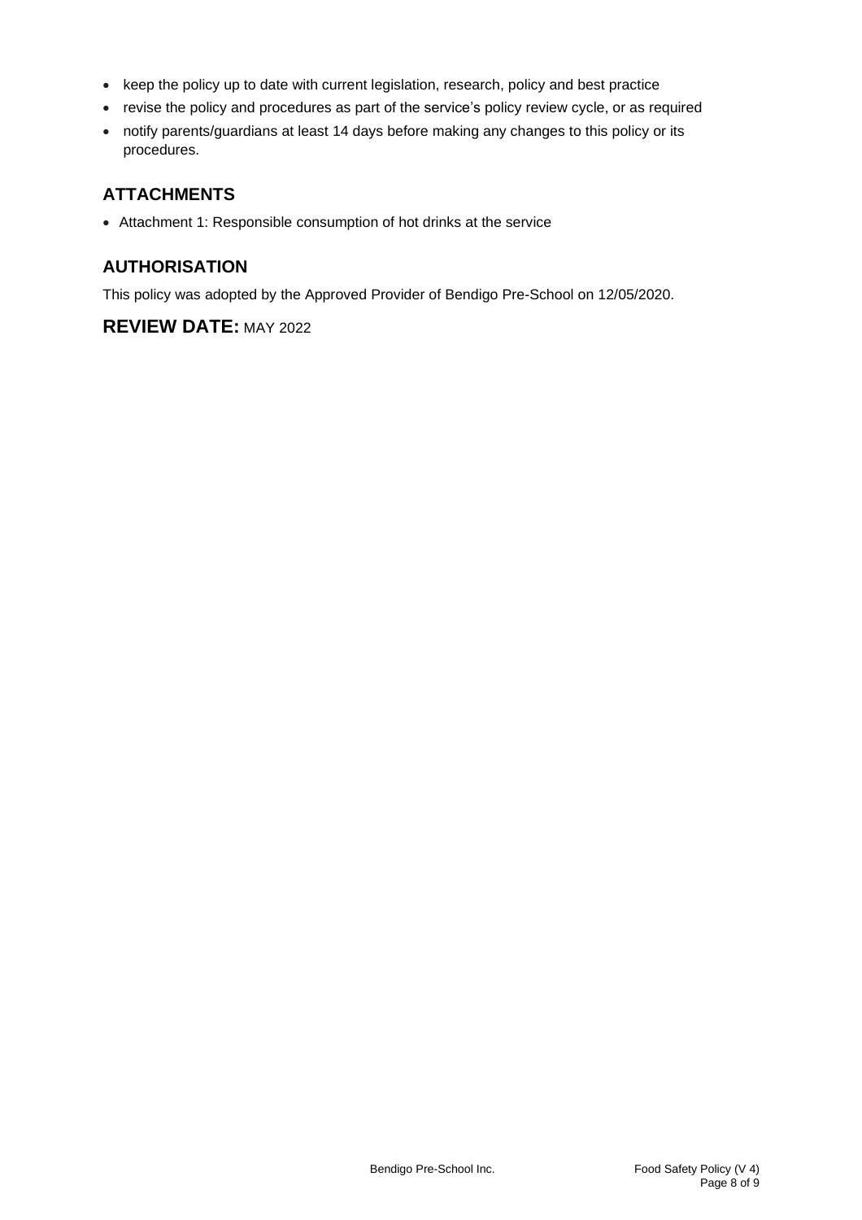- keep the policy up to date with current legislation, research, policy and best practice
- revise the policy and procedures as part of the service's policy review cycle, or as required
- notify parents/guardians at least 14 days before making any changes to this policy or its procedures.

## ATTACHMENTS

- Attachment 1: Responsible consumption of hot drinks at the service

## AUTHORISATION

This policy was adopted by the Approved Provider of Bendigo Pre-School on 12/05/2020.

## REVIEW DATE: MAY 2022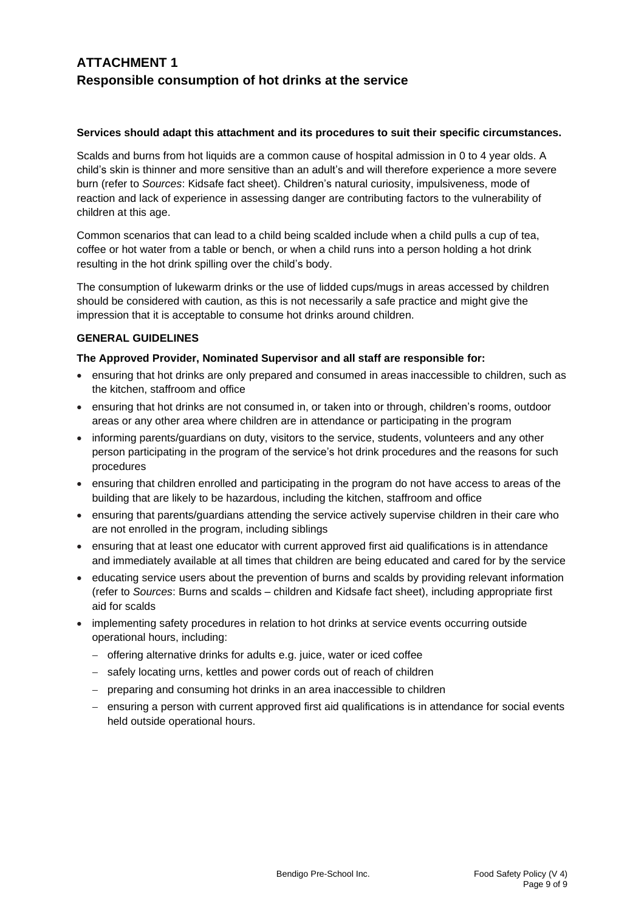# ATTACHMENT 1
# Responsible consumption of hot drinks at the service

**Services should adapt this attachment and its procedures to suit their specific circumstances.**

Scalds and burns from hot liquids are a common cause of hospital admission in 0 to 4 year olds. A child's skin is thinner and more sensitive than an adult's and will therefore experience a more severe burn (refer to *Sources*: Kidsafe fact sheet). Children's natural curiosity, impulsiveness, mode of reaction and lack of experience in assessing danger are contributing factors to the vulnerability of children at this age.

Common scenarios that can lead to a child being scalded include when a child pulls a cup of tea, coffee or hot water from a table or bench, or when a child runs into a person holding a hot drink resulting in the hot drink spilling over the child's body.

The consumption of lukewarm drinks or the use of lidded cups/mugs in areas accessed by children should be considered with caution, as this is not necessarily a safe practice and might give the impression that it is acceptable to consume hot drinks around children.

## GENERAL GUIDELINES

**The Approved Provider, Nominated Supervisor and all staff are responsible for:**

- ensuring that hot drinks are only prepared and consumed in areas inaccessible to children, such as the kitchen, staffroom and office
- ensuring that hot drinks are not consumed in, or taken into or through, children's rooms, outdoor areas or any other area where children are in attendance or participating in the program
- informing parents/guardians on duty, visitors to the service, students, volunteers and any other person participating in the program of the service's hot drink procedures and the reasons for such procedures
- ensuring that children enrolled and participating in the program do not have access to areas of the building that are likely to be hazardous, including the kitchen, staffroom and office
- ensuring that parents/guardians attending the service actively supervise children in their care who are not enrolled in the program, including siblings
- ensuring that at least one educator with current approved first aid qualifications is in attendance and immediately available at all times that children are being educated and cared for by the service
- educating service users about the prevention of burns and scalds by providing relevant information (refer to *Sources*: Burns and scalds – children and Kidsafe fact sheet), including appropriate first aid for scalds
- implementing safety procedures in relation to hot drinks at service events occurring outside operational hours, including:
  - offering alternative drinks for adults e.g. juice, water or iced coffee
  - safely locating urns, kettles and power cords out of reach of children
  - preparing and consuming hot drinks in an area inaccessible to children
  - ensuring a person with current approved first aid qualifications is in attendance for social events held outside operational hours.